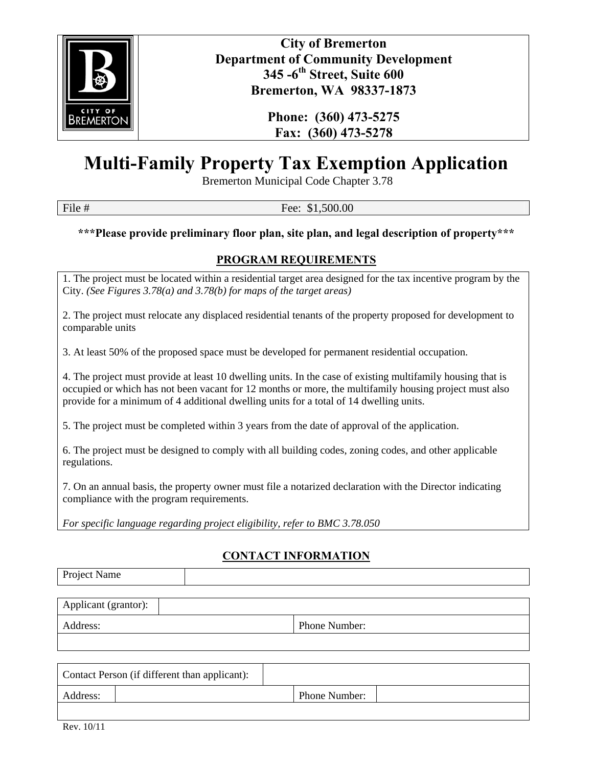**City of Bremerton**
**Department of Community Development**
**345 -6th Street, Suite 600**
**Bremerton, WA 98337-1873**

**Phone: (360) 473-5275**
**Fax: (360) 473-5278**

# Multi-Family Property Tax Exemption Application

Bremerton Municipal Code Chapter 3.78

| File # | Fee: $1,500.00 |
|---|---|

**\*\*\*Please provide preliminary floor plan, site plan, and legal description of property\*\*\***

## PROGRAM REQUIREMENTS

1. The project must be located within a residential target area designed for the tax incentive program by the City. *(See Figures 3.78(a) and 3.78(b) for maps of the target areas)*

2. The project must relocate any displaced residential tenants of the property proposed for development to comparable units

3. At least 50% of the proposed space must be developed for permanent residential occupation.

4. The project must provide at least 10 dwelling units. In the case of existing multifamily housing that is occupied or which has not been vacant for 12 months or more, the multifamily housing project must also provide for a minimum of 4 additional dwelling units for a total of 14 dwelling units.

5. The project must be completed within 3 years from the date of approval of the application.

6. The project must be designed to comply with all building codes, zoning codes, and other applicable regulations.

7. On an annual basis, the property owner must file a notarized declaration with the Director indicating compliance with the program requirements.

*For specific language regarding project eligibility, refer to BMC 3.78.050*

## CONTACT INFORMATION

| Project Name | |
|---|---|

| Applicant (grantor): | |
|---|---|
| Address: | Phone Number: |
| | |

| Contact Person (if different than applicant): | | | |
|---|---|---|---|
| Address: | | Phone Number: | |
| | | | |

Rev. 10/11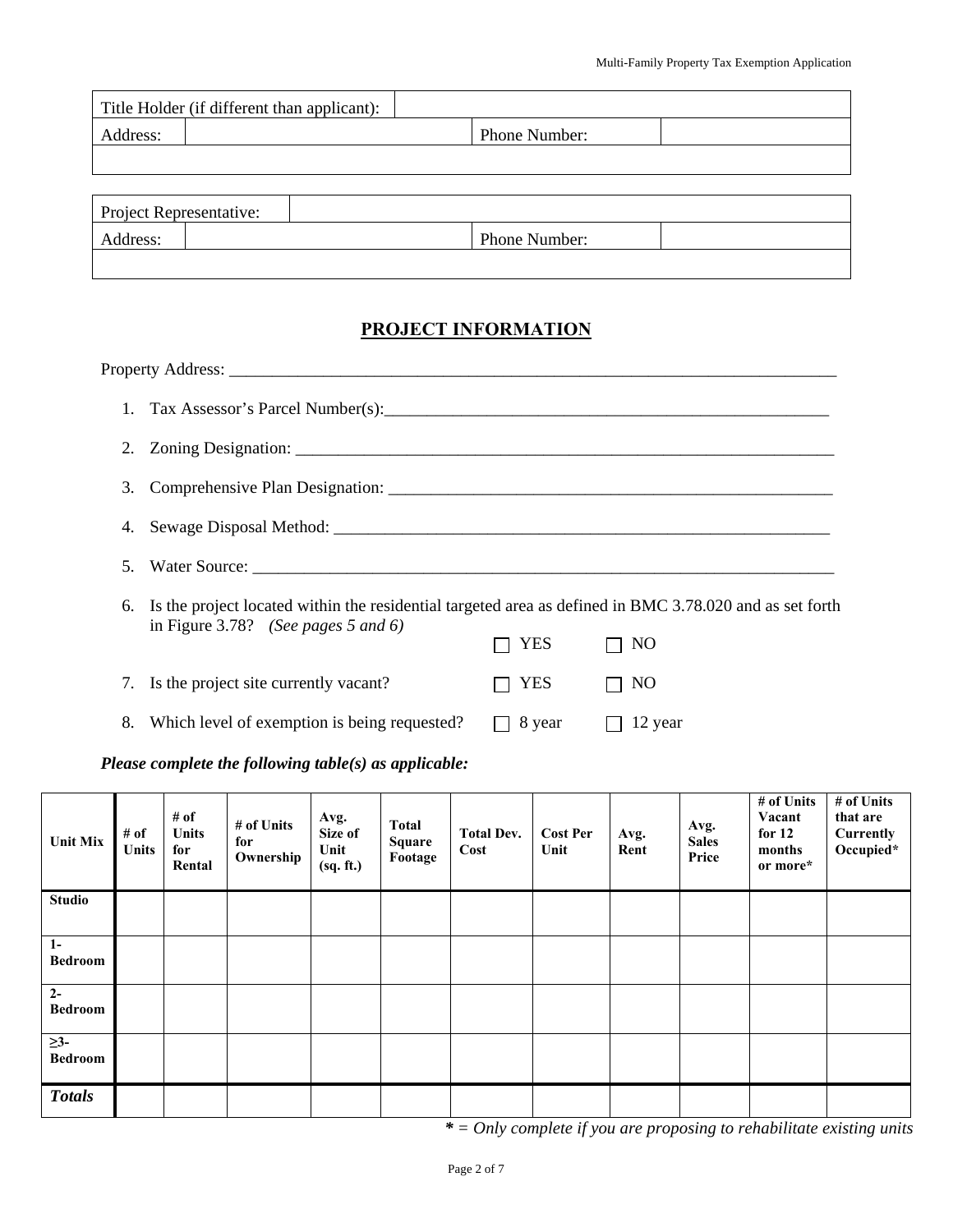| Title Holder (if different than applicant): | | | |
|---|---|---|---|
| Address: | | Phone Number: | |
| | | | |

| Project Representative: | | | |
|---|---|---|---|
| Address: | | Phone Number: | |
| | | | |

## PROJECT INFORMATION

Property Address: ___________________________________________________________________________

1. Tax Assessor's Parcel Number(s):_______________________________________________________
2. Zoning Designation: _________________________________________________________________
3. Comprehensive Plan Designation: ______________________________________________________
4. Sewage Disposal Method: _____________________________________________________________
5. Water Source: _______________________________________________________________________
6. Is the project located within the residential targeted area as defined in BMC 3.78.020 and as set forth in Figure 3.78? *(See pages 5 and 6)*

   ☐ YES ☐ NO

7. Is the project site currently vacant? ☐ YES ☐ NO
8. Which level of exemption is being requested? ☐ 8 year ☐ 12 year

***Please complete the following table(s) as applicable:***

| Unit Mix | # of Units | # of Units for Rental | # of Units for Ownership | Avg. Size of Unit (sq. ft.) | Total Square Footage | Total Dev. Cost | Cost Per Unit | Avg. Rent | Avg. Sales Price | # of Units Vacant for 12 months or more* | # of Units that are Currently Occupied* |
|---|---|---|---|---|---|---|---|---|---|---|---|
| Studio | | | | | | | | | | | |
| 1-Bedroom | | | | | | | | | | | |
| 2-Bedroom | | | | | | | | | | | |
| ≥3-Bedroom | | | | | | | | | | | |
| ***Totals*** | | | | | | | | | | | |

**\*** = *Only complete if you are proposing to rehabilitate existing units*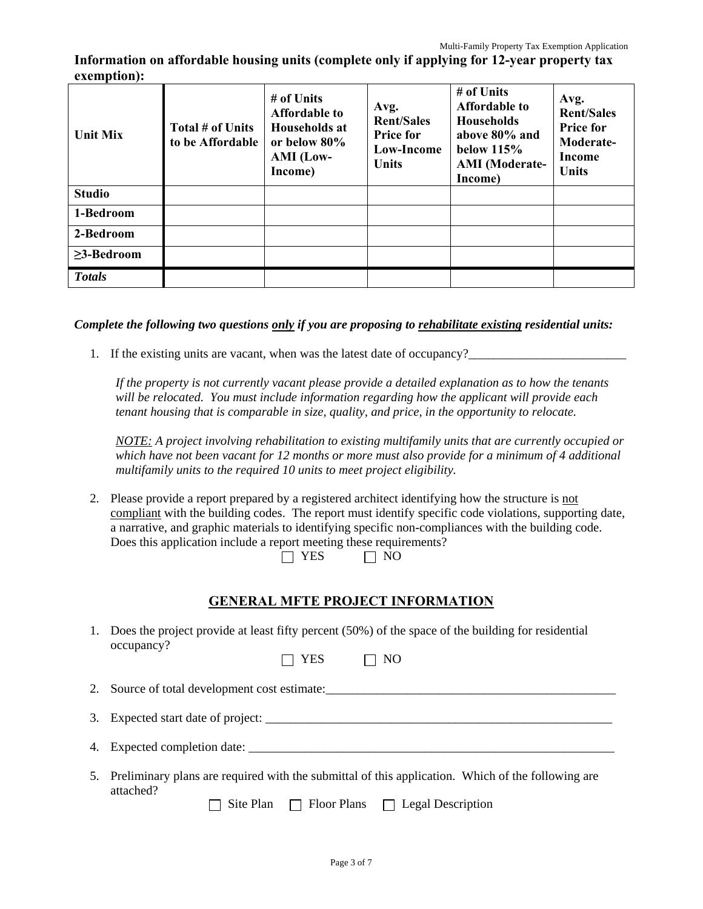**Information on affordable housing units (complete only if applying for 12-year property tax exemption):**

| Unit Mix | Total # of Units to be Affordable | # of Units Affordable to Households at or below 80% AMI (Low-Income) | Avg. Rent/Sales Price for Low-Income Units | # of Units Affordable to Households above 80% and below 115% AMI (Moderate-Income) | Avg. Rent/Sales Price for Moderate-Income Units |
|---|---|---|---|---|---|
| **Studio** | | | | | |
| **1-Bedroom** | | | | | |
| **2-Bedroom** | | | | | |
| **≥3-Bedroom** | | | | | |
| ***Totals*** | | | | | |

***Complete the following two questions only if you are proposing to rehabilitate existing residential units:***

1. If the existing units are vacant, when was the latest date of occupancy?_________________________

   *If the property is not currently vacant please provide a detailed explanation as to how the tenants will be relocated. You must include information regarding how the applicant will provide each tenant housing that is comparable in size, quality, and price, in the opportunity to relocate.*

   *NOTE: A project involving rehabilitation to existing multifamily units that are currently occupied or which have not been vacant for 12 months or more must also provide for a minimum of 4 additional multifamily units to the required 10 units to meet project eligibility.*

2. Please provide a report prepared by a registered architect identifying how the structure is not compliant with the building codes. The report must identify specific code violations, supporting date, a narrative, and graphic materials to identifying specific non-compliances with the building code. Does this application include a report meeting these requirements?

   ☐ YES ☐ NO

## GENERAL MFTE PROJECT INFORMATION

1. Does the project provide at least fifty percent (50%) of the space of the building for residential occupancy?

   ☐ YES ☐ NO

2. Source of total development cost estimate:_______________________________________________

3. Expected start date of project: _________________________________________________________

4. Expected completion date: ____________________________________________________________

5. Preliminary plans are required with the submittal of this application. Which of the following are attached?

   ☐ Site Plan ☐ Floor Plans ☐ Legal Description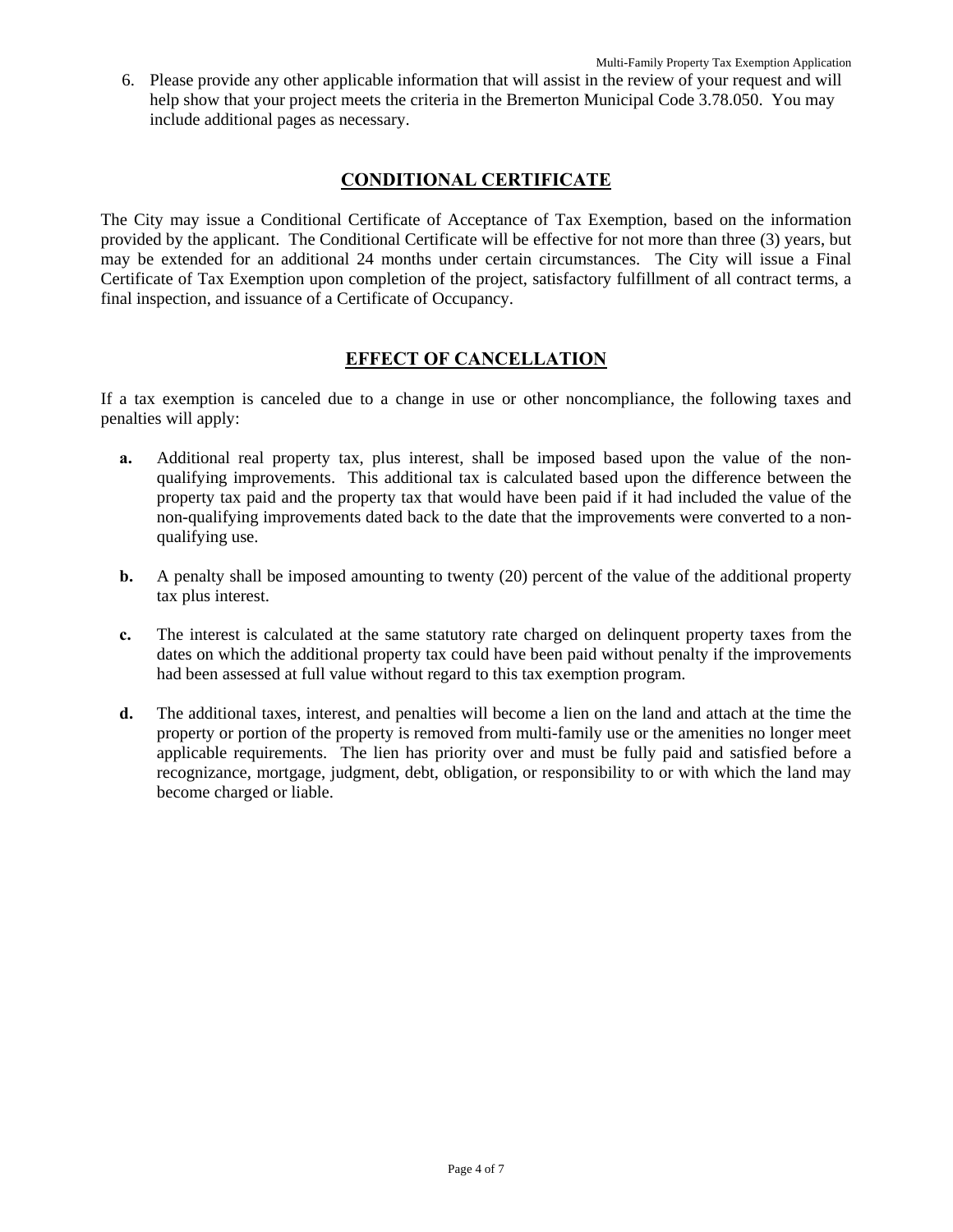6. Please provide any other applicable information that will assist in the review of your request and will help show that your project meets the criteria in the Bremerton Municipal Code 3.78.050. You may include additional pages as necessary.

## CONDITIONAL CERTIFICATE

The City may issue a Conditional Certificate of Acceptance of Tax Exemption, based on the information provided by the applicant. The Conditional Certificate will be effective for not more than three (3) years, but may be extended for an additional 24 months under certain circumstances. The City will issue a Final Certificate of Tax Exemption upon completion of the project, satisfactory fulfillment of all contract terms, a final inspection, and issuance of a Certificate of Occupancy.

## EFFECT OF CANCELLATION

If a tax exemption is canceled due to a change in use or other noncompliance, the following taxes and penalties will apply:

**a.** Additional real property tax, plus interest, shall be imposed based upon the value of the non-qualifying improvements. This additional tax is calculated based upon the difference between the property tax paid and the property tax that would have been paid if it had included the value of the non-qualifying improvements dated back to the date that the improvements were converted to a non-qualifying use.

**b.** A penalty shall be imposed amounting to twenty (20) percent of the value of the additional property tax plus interest.

**c.** The interest is calculated at the same statutory rate charged on delinquent property taxes from the dates on which the additional property tax could have been paid without penalty if the improvements had been assessed at full value without regard to this tax exemption program.

**d.** The additional taxes, interest, and penalties will become a lien on the land and attach at the time the property or portion of the property is removed from multi-family use or the amenities no longer meet applicable requirements. The lien has priority over and must be fully paid and satisfied before a recognizance, mortgage, judgment, debt, obligation, or responsibility to or with which the land may become charged or liable.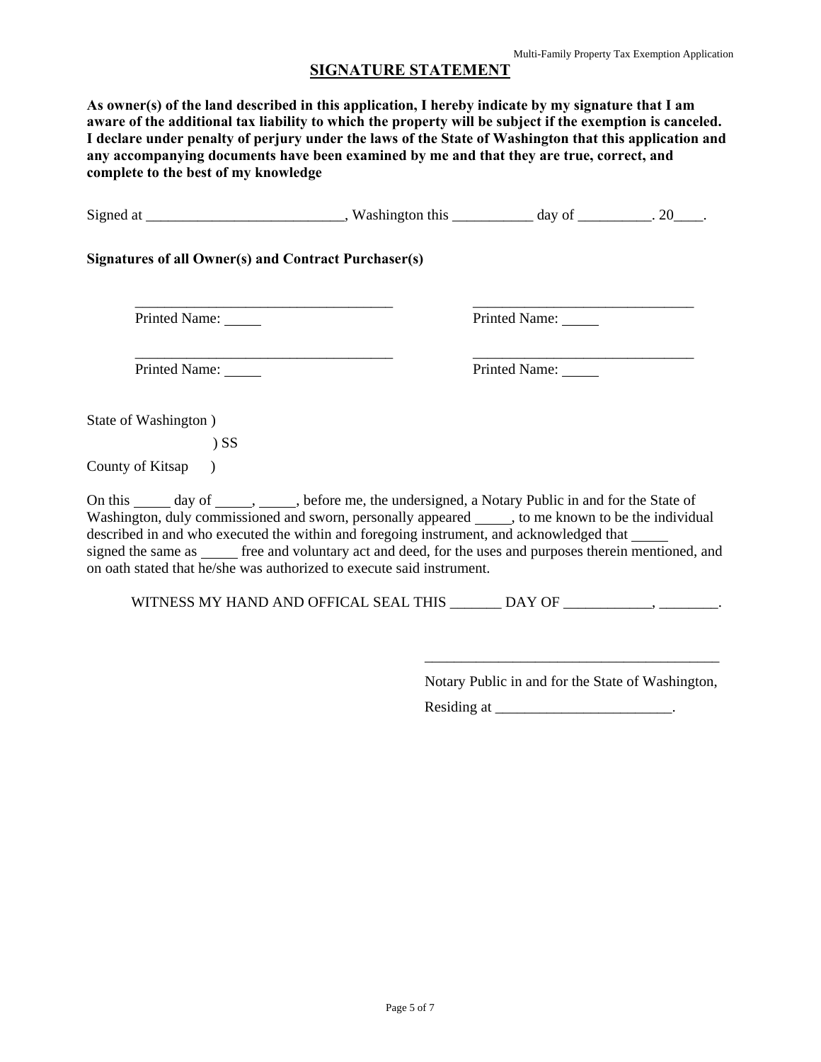## SIGNATURE STATEMENT

**As owner(s) of the land described in this application, I hereby indicate by my signature that I am aware of the additional tax liability to which the property will be subject if the exemption is canceled. I declare under penalty of perjury under the laws of the State of Washington that this application and any accompanying documents have been examined by me and that they are true, correct, and complete to the best of my knowledge**

Signed at ___________________________, Washington this ___________ day of __________. 20____.

**Signatures of all Owner(s) and Contract Purchaser(s)**

| | |
|---|---|
| ____________________________________ | _______________________________ |
| Printed Name: _____ | Printed Name: _____ |
| ____________________________________ | _______________________________ |
| Printed Name: _____ | Printed Name: _____ |

State of Washington )

) SS

County of Kitsap )

On this _____ day of _____, _____, before me, the undersigned, a Notary Public in and for the State of Washington, duly commissioned and sworn, personally appeared _____, to me known to be the individual described in and who executed the within and foregoing instrument, and acknowledged that _____ signed the same as _____ free and voluntary act and deed, for the uses and purposes therein mentioned, and on oath stated that he/she was authorized to execute said instrument.

WITNESS MY HAND AND OFFICAL SEAL THIS _______ DAY OF ____________, ________.

_________________________________________

Notary Public in and for the State of Washington,

Residing at ________________________.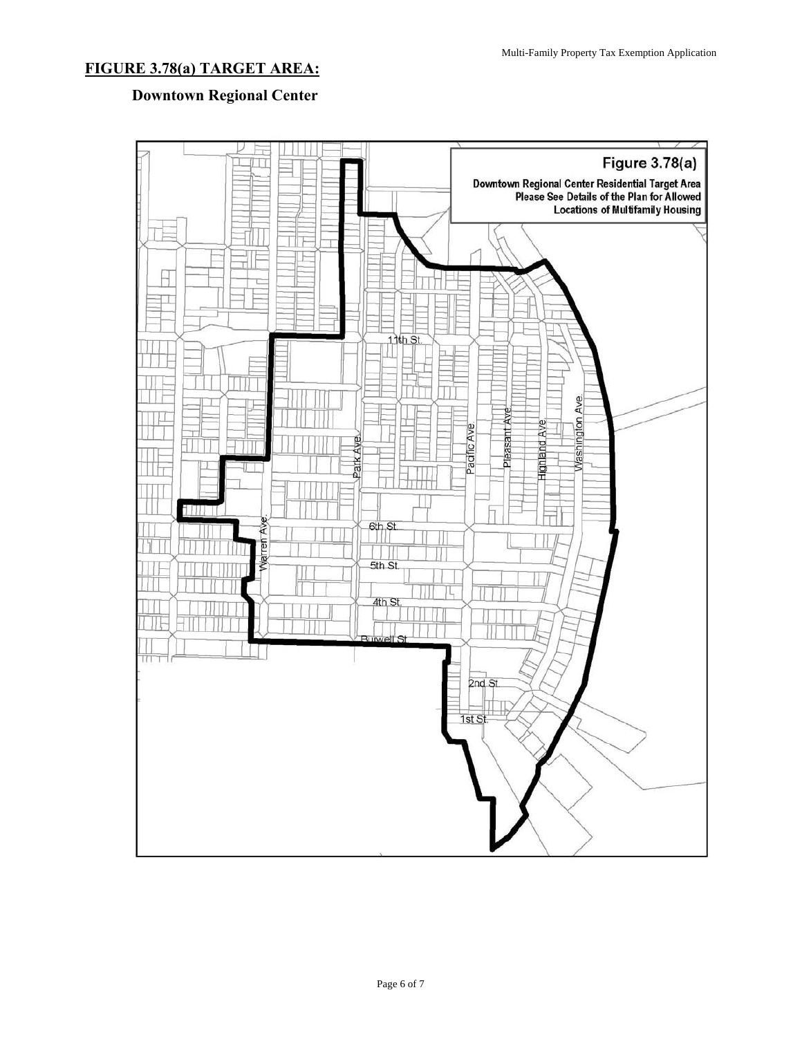## FIGURE 3.78(a) TARGET AREA:

### Downtown Regional Center

Figure 3.78(a)

Downtown Regional Center Residential Target Area
Please See Details of the Plan for Allowed
Locations of Multifamily Housing

11th St.
Park Ave.
Pacific Ave.
Pleasant Ave.
Highland Ave.
Washington Ave.
Warren Ave.
6th St.
5th St.
4th St.
Burwell St.
2nd St.
1st St.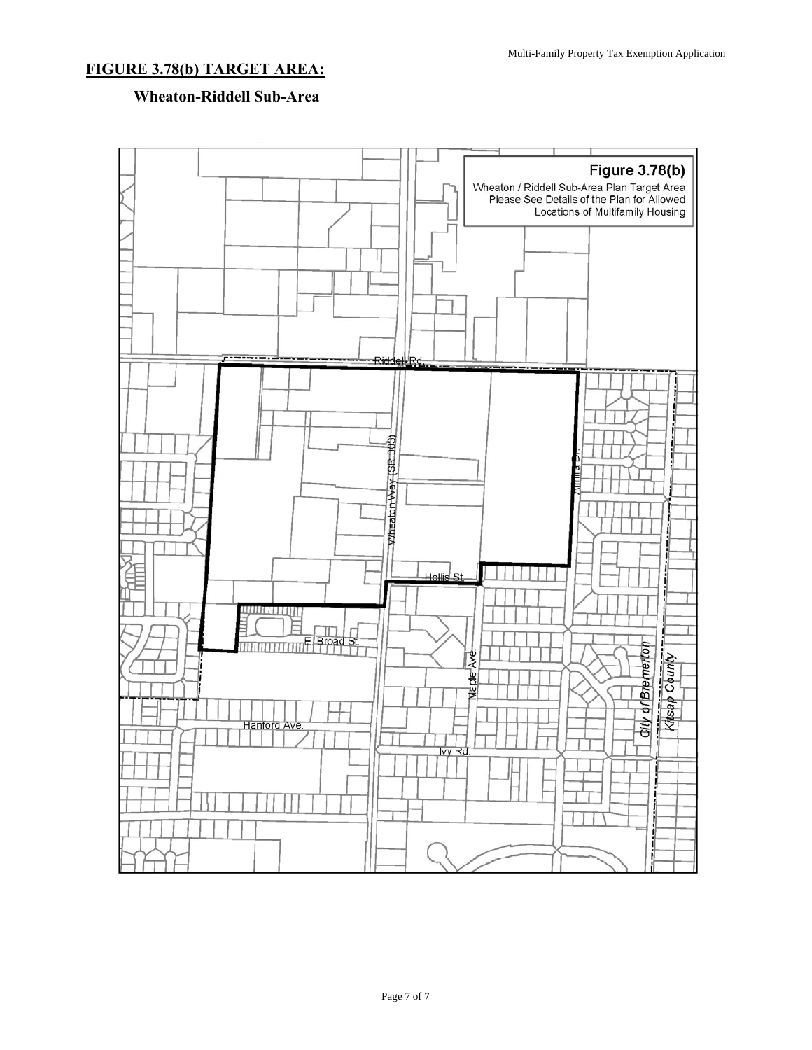## FIGURE 3.78(b) TARGET AREA:

### Wheaton-Riddell Sub-Area

Figure 3.78(b)
Wheaton / Riddell Sub-Area Plan Target Area
Please See Details of the Plan for Allowed
Locations of Multifamily Housing

Riddell Rd.
Wheaton Way (SR 303)
Almira Dr.
Hollis St.
E Broad St.
Maple Ave.
Hanford Ave.
Ivy Rd.
City of Bremerton
Kitsap County